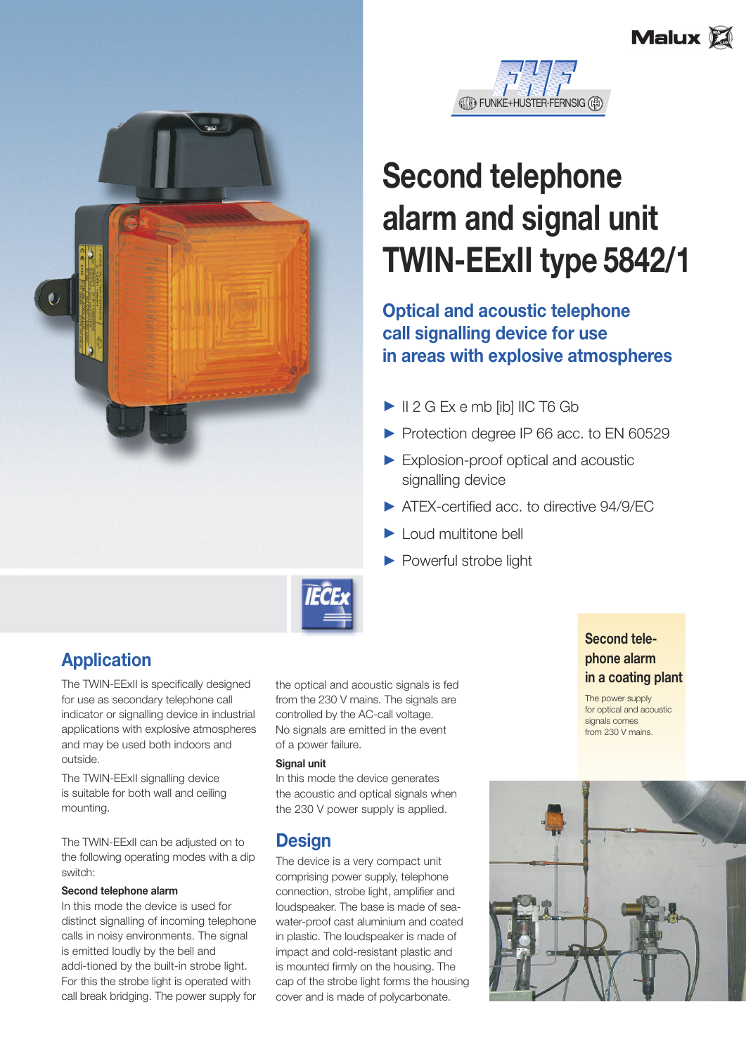Malux

FHF FUNKE+HUSTER FERNSIG

# Second telephone alarm and signal unit TWIN-EExII type 5842/1

## Optical and acoustic telephone call signalling device for use in areas with explosive atmospheres

- II 2 G Ex e mb [ib] IIC T6 Gb
- Protection degree IP 66 acc. to EN 60529
- Explosion-proof optical and acoustic signalling device
- ATEX-certified acc. to directive 94/9/EC
- Loud multitone bell
- Powerful strobe light

IECEx

## Application

The TWIN-EExII is specifically designed for use as secondary telephone call indicator or signalling device in industrial applications with explosive atmospheres and may be used both indoors and outside.

The TWIN-EExII signalling device is suitable for both wall and ceiling mounting.

The TWIN-EExII can be adjusted on to the following operating modes with a dip switch:

**Second telephone alarm**

In this mode the device is used for distinct signalling of incoming telephone calls in noisy environments. The signal is emitted loudly by the bell and addi-tioned by the built-in strobe light. For this the strobe light is operated with call break bridging. The power supply for the optical and acoustic signals is fed from the 230 V mains. The signals are controlled by the AC-call voltage. No signals are emitted in the event of a power failure.

**Signal unit**

In this mode the device generates the acoustic and optical signals when the 230 V power supply is applied.

## Design

The device is a very compact unit comprising power supply, telephone connection, strobe light, amplifier and loudspeaker. The base is made of sea-water-proof cast aluminium and coated in plastic. The loudspeaker is made of impact and cold-resistant plastic and is mounted firmly on the housing. The cap of the strobe light forms the housing cover and is made of polycarbonate.

**Second telephone alarm in a coating plant**

The power supply for optical and acoustic signals comes from 230 V mains.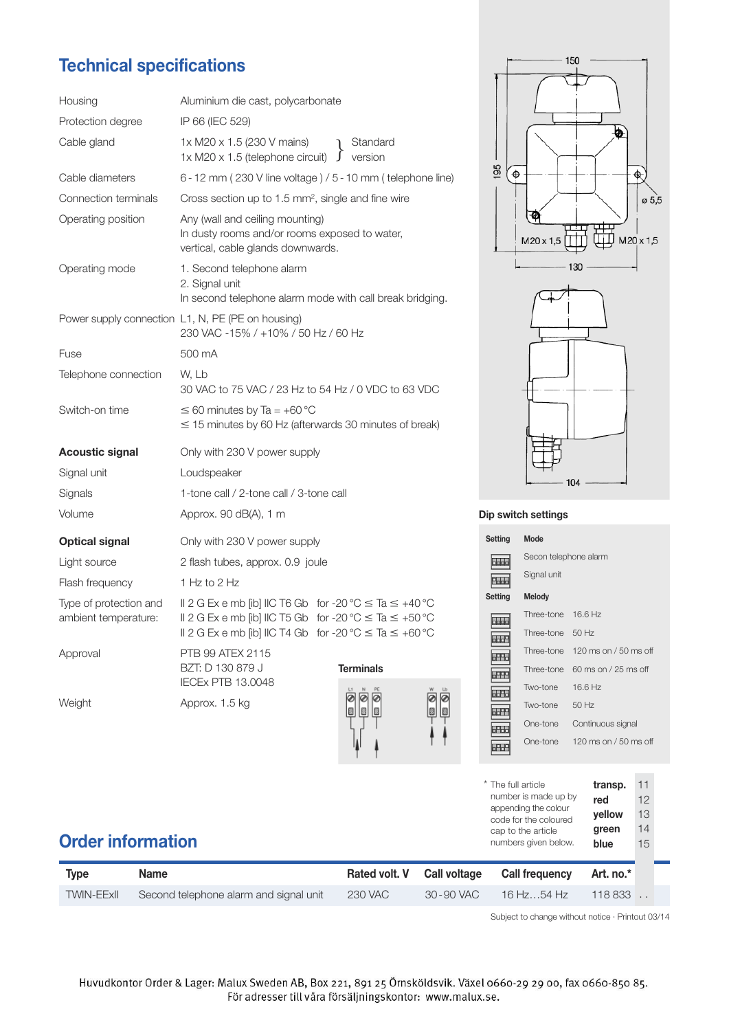# Technical specifications

| | |
|---|---|
| Housing | Aluminium die cast, polycarbonate |
| Protection degree | IP 66 (IEC 529) |
| Cable gland | 1x M20 x 1.5 (230 V mains) } Standard<br>1x M20 x 1.5 (telephone circuit) } version |
| Cable diameters | 6 - 12 mm ( 230 V line voltage ) / 5 - 10 mm ( telephone line) |
| Connection terminals | Cross section up to 1.5 mm², single and fine wire |
| Operating position | Any (wall and ceiling mounting)<br>In dusty rooms and/or rooms exposed to water, vertical, cable glands downwards. |
| Operating mode | 1. Second telephone alarm<br>2. Signal unit<br>In second telephone alarm mode with call break bridging. |
| Power supply connection | L1, N, PE (PE on housing)<br>230 VAC -15% / +10% / 50 Hz / 60 Hz |
| Fuse | 500 mA |
| Telephone connection | W, Lb<br>30 VAC to 75 VAC / 23 Hz to 54 Hz / 0 VDC to 63 VDC |
| Switch-on time | ≤ 60 minutes by Ta = +60 °C<br>≤ 15 minutes by 60 Hz (afterwards 30 minutes of break) |
| **Acoustic signal** | Only with 230 V power supply |
| Signal unit | Loudspeaker |
| Signals | 1-tone call / 2-tone call / 3-tone call |
| Volume | Approx. 90 dB(A), 1 m |
| **Optical signal** | Only with 230 V power supply |
| Light source | 2 flash tubes, approx. 0.9 joule |
| Flash frequency | 1 Hz to 2 Hz |
| Type of protection and ambient temperature: | II 2 G Ex e mb [ib] IIC T6 Gb for -20 °C ≤ Ta ≤ +40 °C<br>II 2 G Ex e mb [ib] IIC T5 Gb for -20 °C ≤ Ta ≤ +50 °C<br>II 2 G Ex e mb [ib] IIC T4 Gb for -20 °C ≤ Ta ≤ +60 °C |
| Approval | PTB 99 ATEX 2115<br>BZT: D 130 879 J<br>IECEx PTB 13.0048 |
| Weight | Approx. 1.5 kg |

150

195

ø 5,5

M20 x 1,5

M20 x 1,5

130

104

**Terminals**

L1 N PE W Lb

**Dip switch settings**

| Setting | Mode | |
|---|---|---|
| | Secon telephone alarm | |
| | Signal unit | |
| **Setting** | **Melody** | |
| | Three-tone | 16.6 Hz |
| | Three-tone | 50 Hz |
| | Three-tone | 120 ms on / 50 ms off |
| | Three-tone | 60 ms on / 25 ms off |
| | Two-tone | 16.6 Hz |
| | Two-tone | 50 Hz |
| | One-tone | Continuous signal |
| | One-tone | 120 ms on / 50 ms off |

\* The full article number is made up by appending the colour code for the coloured cap to the article numbers given below.

| | |
|---|---|
| **transp.** | 11 |
| **red** | 12 |
| **yellow** | 13 |
| **green** | 14 |
| **blue** | 15 |

# Order information

| Type | Name | Rated volt. V | Call voltage | Call frequency | Art. no.* |
|---|---|---|---|---|---|
| TWIN-EExII | Second telephone alarm and signal unit | 230 VAC | 30 - 90 VAC | 16 Hz…54 Hz | 118 833 . . |

Subject to change without notice · Printout 03/14

Huvudkontor Order & Lager: Malux Sweden AB, Box 221, 891 25 Örnsköldsvik. Växel 0660-29 29 00, fax 0660-850 85.
För adresser till våra försäljningskontor: www.malux.se.